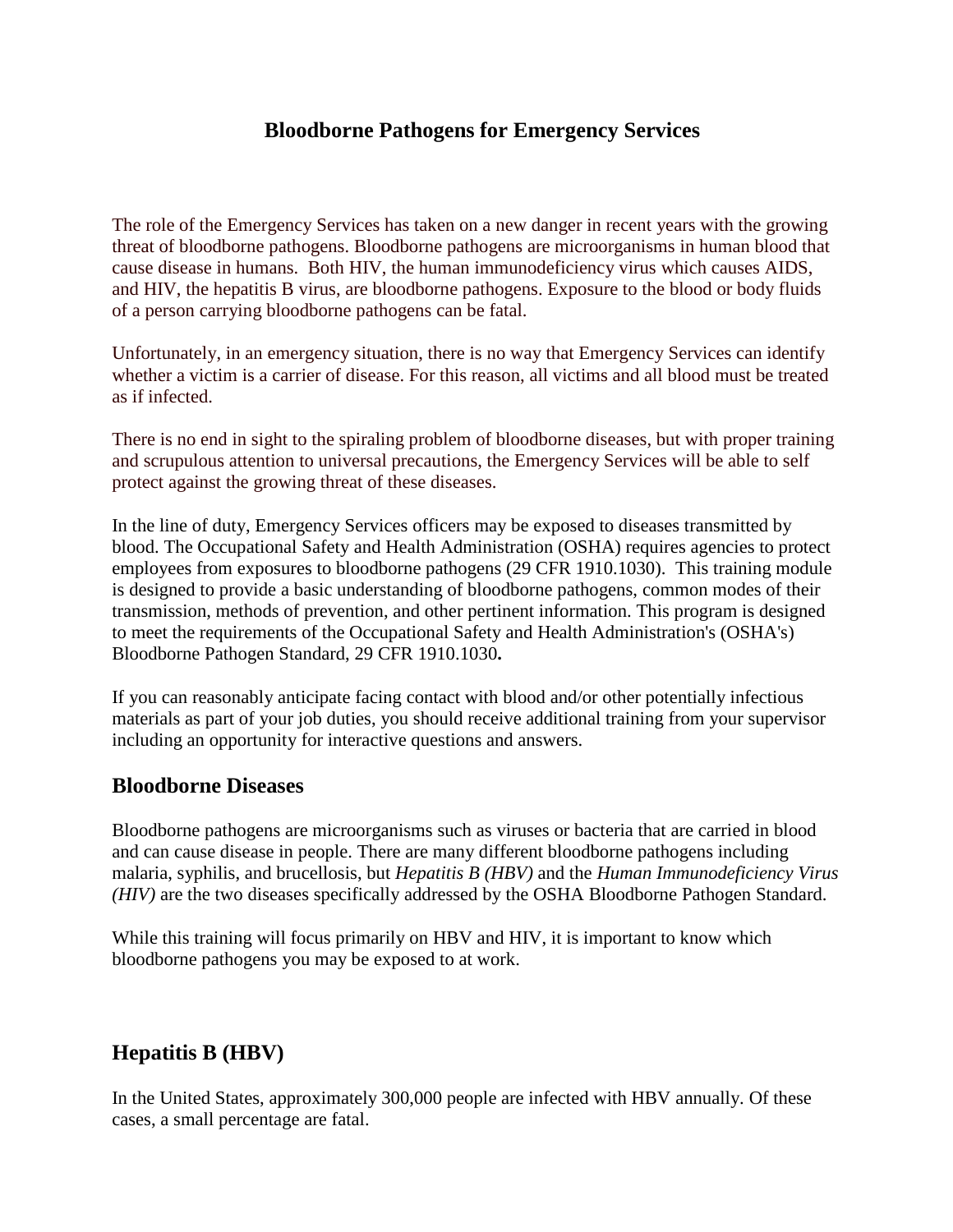# Bloodborne Pathogens for Emergency Services

The role of the Emergency Services has taken on a new danger in recent years with the growing threat of bloodborne pathogens. Bloodborne pathogens are microorganisms in human blood that cause disease in humans. Both HIV, the human immunodeficiency virus which causes AIDS, and HIV, the hepatitis B virus, are bloodborne pathogens. Exposure to the blood or body fluids of a person carrying bloodborne pathogens can be fatal.

Unfortunately, in an emergency situation, there is no way that Emergency Services can identify whether a victim is a carrier of disease. For this reason, all victims and all blood must be treated as if infected.

There is no end in sight to the spiraling problem of bloodborne diseases, but with proper training and scrupulous attention to universal precautions, the Emergency Services will be able to self protect against the growing threat of these diseases.

In the line of duty, Emergency Services officers may be exposed to diseases transmitted by blood. The Occupational Safety and Health Administration (OSHA) requires agencies to protect employees from exposures to bloodborne pathogens (29 CFR 1910.1030). This training module is designed to provide a basic understanding of bloodborne pathogens, common modes of their transmission, methods of prevention, and other pertinent information. This program is designed to meet the requirements of the Occupational Safety and Health Administration's (OSHA's) Bloodborne Pathogen Standard, 29 CFR 1910.1030**.**

If you can reasonably anticipate facing contact with blood and/or other potentially infectious materials as part of your job duties, you should receive additional training from your supervisor including an opportunity for interactive questions and answers.

## Bloodborne Diseases

Bloodborne pathogens are microorganisms such as viruses or bacteria that are carried in blood and can cause disease in people. There are many different bloodborne pathogens including malaria, syphilis, and brucellosis, but *Hepatitis B (HBV)* and the *Human Immunodeficiency Virus (HIV)* are the two diseases specifically addressed by the OSHA Bloodborne Pathogen Standard.

While this training will focus primarily on HBV and HIV, it is important to know which bloodborne pathogens you may be exposed to at work.

## Hepatitis B (HBV)

In the United States, approximately 300,000 people are infected with HBV annually. Of these cases, a small percentage are fatal.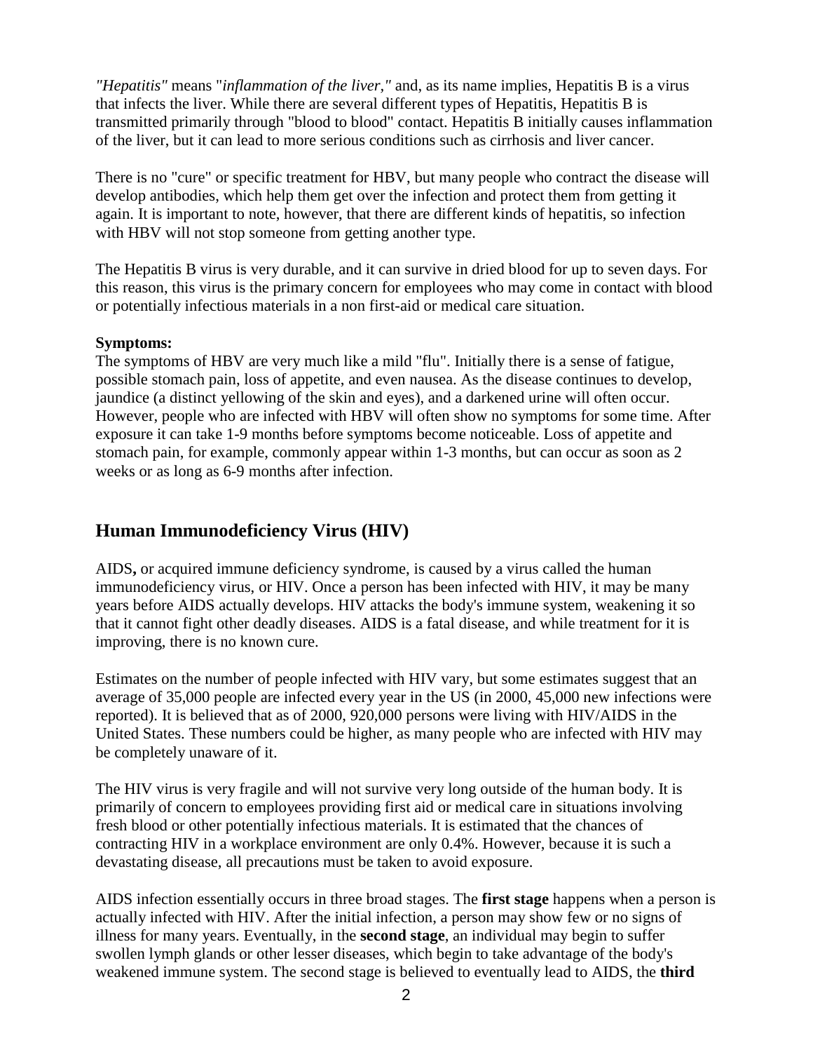*"Hepatitis"* means "*inflammation of the liver,"* and, as its name implies, Hepatitis B is a virus that infects the liver. While there are several different types of Hepatitis, Hepatitis B is transmitted primarily through "blood to blood" contact. Hepatitis B initially causes inflammation of the liver, but it can lead to more serious conditions such as cirrhosis and liver cancer.

There is no "cure" or specific treatment for HBV, but many people who contract the disease will develop antibodies, which help them get over the infection and protect them from getting it again. It is important to note, however, that there are different kinds of hepatitis, so infection with HBV will not stop someone from getting another type.

The Hepatitis B virus is very durable, and it can survive in dried blood for up to seven days. For this reason, this virus is the primary concern for employees who may come in contact with blood or potentially infectious materials in a non first-aid or medical care situation.

**Symptoms:**
The symptoms of HBV are very much like a mild "flu". Initially there is a sense of fatigue, possible stomach pain, loss of appetite, and even nausea. As the disease continues to develop, jaundice (a distinct yellowing of the skin and eyes), and a darkened urine will often occur. However, people who are infected with HBV will often show no symptoms for some time. After exposure it can take 1-9 months before symptoms become noticeable. Loss of appetite and stomach pain, for example, commonly appear within 1-3 months, but can occur as soon as 2 weeks or as long as 6-9 months after infection.

## Human Immunodeficiency Virus (HIV)

AIDS**,** or acquired immune deficiency syndrome, is caused by a virus called the human immunodeficiency virus, or HIV. Once a person has been infected with HIV, it may be many years before AIDS actually develops. HIV attacks the body's immune system, weakening it so that it cannot fight other deadly diseases. AIDS is a fatal disease, and while treatment for it is improving, there is no known cure.

Estimates on the number of people infected with HIV vary, but some estimates suggest that an average of 35,000 people are infected every year in the US (in 2000, 45,000 new infections were reported). It is believed that as of 2000, 920,000 persons were living with HIV/AIDS in the United States. These numbers could be higher, as many people who are infected with HIV may be completely unaware of it.

The HIV virus is very fragile and will not survive very long outside of the human body. It is primarily of concern to employees providing first aid or medical care in situations involving fresh blood or other potentially infectious materials. It is estimated that the chances of contracting HIV in a workplace environment are only 0.4%. However, because it is such a devastating disease, all precautions must be taken to avoid exposure.

AIDS infection essentially occurs in three broad stages. The **first stage** happens when a person is actually infected with HIV. After the initial infection, a person may show few or no signs of illness for many years. Eventually, in the **second stage**, an individual may begin to suffer swollen lymph glands or other lesser diseases, which begin to take advantage of the body's weakened immune system. The second stage is believed to eventually lead to AIDS, the **third**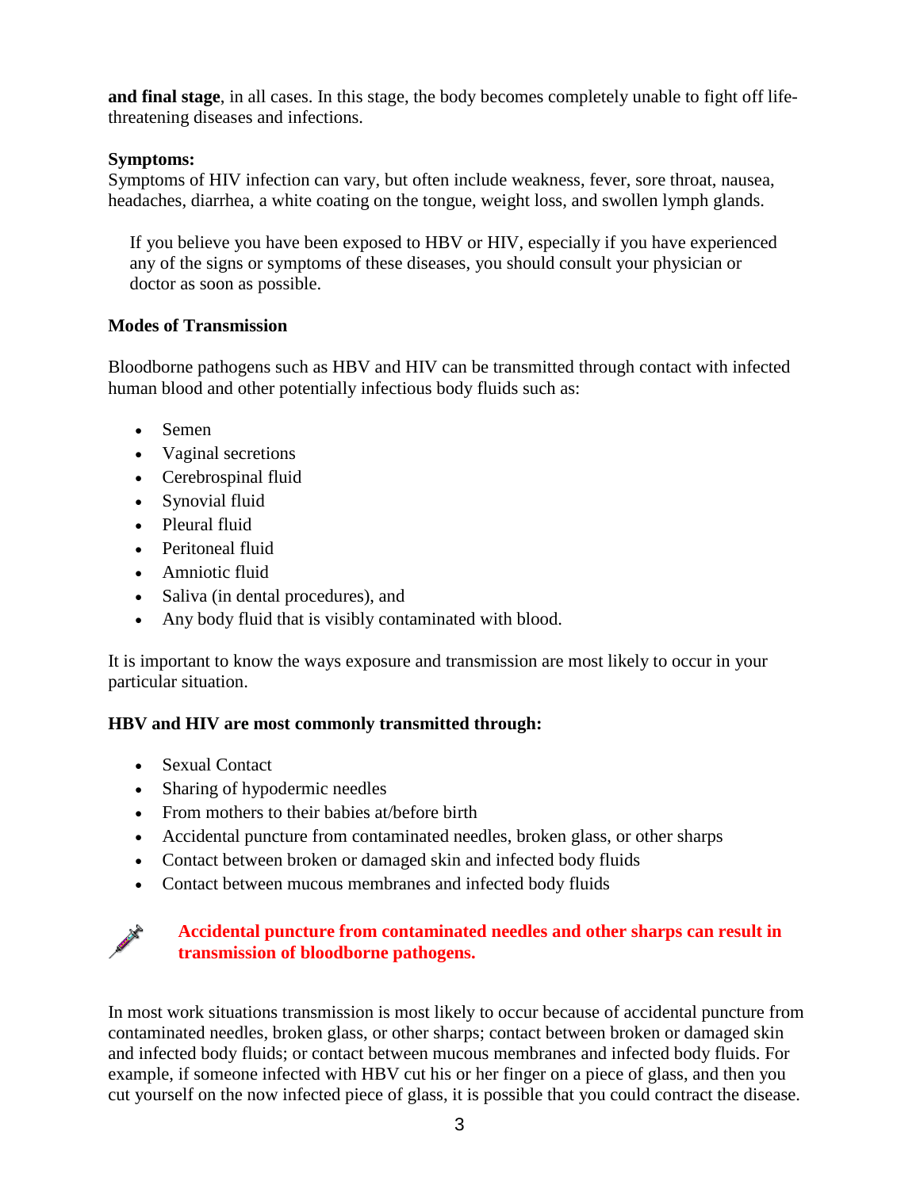**and final stage**, in all cases. In this stage, the body becomes completely unable to fight off life-threatening diseases and infections.

**Symptoms:**
Symptoms of HIV infection can vary, but often include weakness, fever, sore throat, nausea, headaches, diarrhea, a white coating on the tongue, weight loss, and swollen lymph glands.

If you believe you have been exposed to HBV or HIV, especially if you have experienced any of the signs or symptoms of these diseases, you should consult your physician or doctor as soon as possible.

**Modes of Transmission**

Bloodborne pathogens such as HBV and HIV can be transmitted through contact with infected human blood and other potentially infectious body fluids such as:

- Semen
- Vaginal secretions
- Cerebrospinal fluid
- Synovial fluid
- Pleural fluid
- Peritoneal fluid
- Amniotic fluid
- Saliva (in dental procedures), and
- Any body fluid that is visibly contaminated with blood.

It is important to know the ways exposure and transmission are most likely to occur in your particular situation.

**HBV and HIV are most commonly transmitted through:**

- Sexual Contact
- Sharing of hypodermic needles
- From mothers to their babies at/before birth
- Accidental puncture from contaminated needles, broken glass, or other sharps
- Contact between broken or damaged skin and infected body fluids
- Contact between mucous membranes and infected body fluids

**Accidental puncture from contaminated needles and other sharps can result in transmission of bloodborne pathogens.**

In most work situations transmission is most likely to occur because of accidental puncture from contaminated needles, broken glass, or other sharps; contact between broken or damaged skin and infected body fluids; or contact between mucous membranes and infected body fluids. For example, if someone infected with HBV cut his or her finger on a piece of glass, and then you cut yourself on the now infected piece of glass, it is possible that you could contract the disease.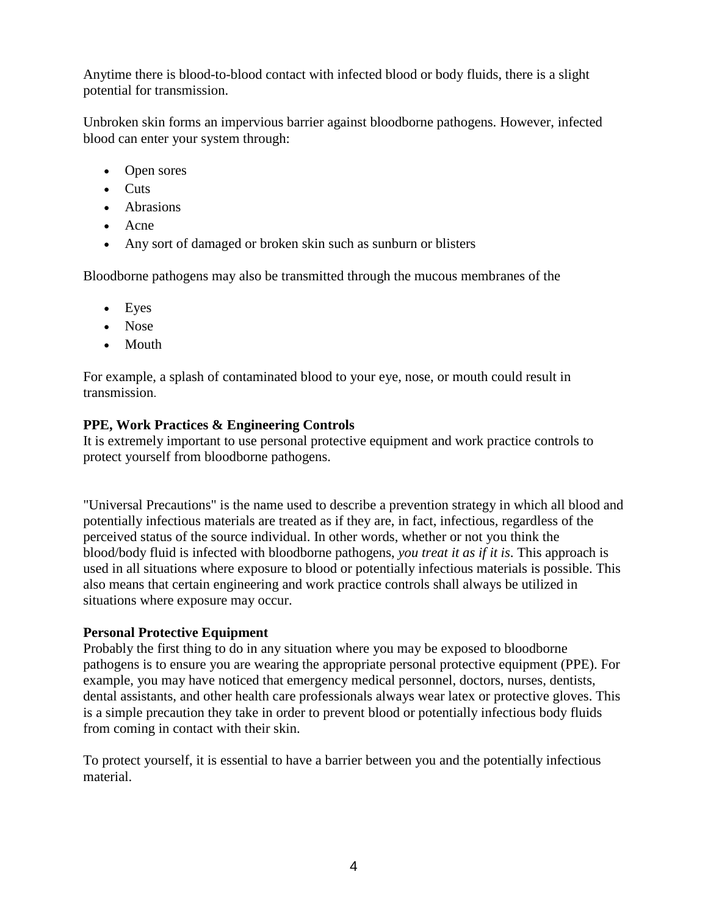Anytime there is blood-to-blood contact with infected blood or body fluids, there is a slight potential for transmission.

Unbroken skin forms an impervious barrier against bloodborne pathogens. However, infected blood can enter your system through:

- Open sores
- Cuts
- Abrasions
- Acne
- Any sort of damaged or broken skin such as sunburn or blisters

Bloodborne pathogens may also be transmitted through the mucous membranes of the

- Eyes
- Nose
- Mouth

For example, a splash of contaminated blood to your eye, nose, or mouth could result in transmission.

**PPE, Work Practices & Engineering Controls**
It is extremely important to use personal protective equipment and work practice controls to protect yourself from bloodborne pathogens.

"Universal Precautions" is the name used to describe a prevention strategy in which all blood and potentially infectious materials are treated as if they are, in fact, infectious, regardless of the perceived status of the source individual. In other words, whether or not you think the blood/body fluid is infected with bloodborne pathogens, *you treat it as if it is*. This approach is used in all situations where exposure to blood or potentially infectious materials is possible. This also means that certain engineering and work practice controls shall always be utilized in situations where exposure may occur.

**Personal Protective Equipment**
Probably the first thing to do in any situation where you may be exposed to bloodborne pathogens is to ensure you are wearing the appropriate personal protective equipment (PPE). For example, you may have noticed that emergency medical personnel, doctors, nurses, dentists, dental assistants, and other health care professionals always wear latex or protective gloves. This is a simple precaution they take in order to prevent blood or potentially infectious body fluids from coming in contact with their skin.

To protect yourself, it is essential to have a barrier between you and the potentially infectious material.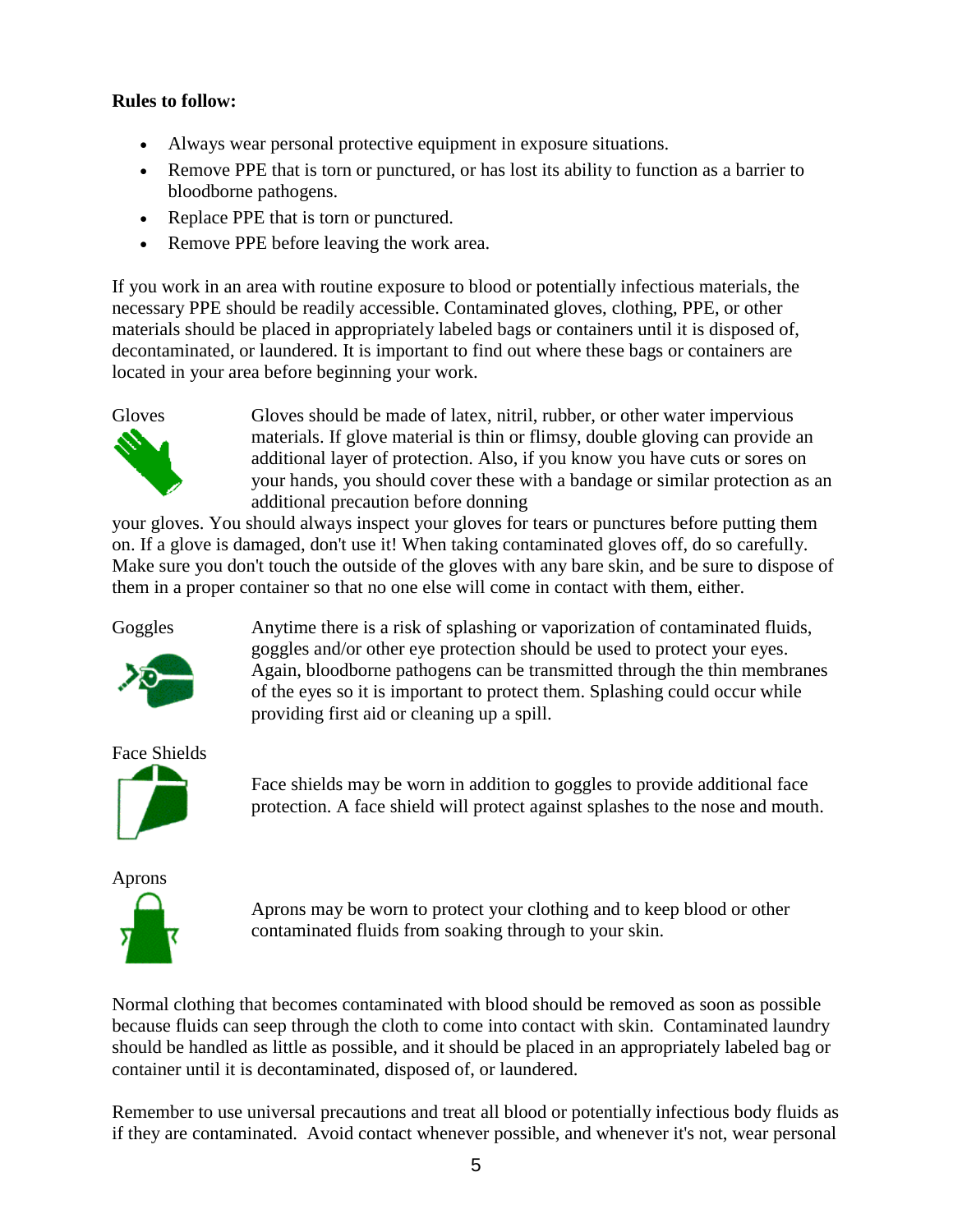**Rules to follow:**

- Always wear personal protective equipment in exposure situations.
- Remove PPE that is torn or punctured, or has lost its ability to function as a barrier to bloodborne pathogens.
- Replace PPE that is torn or punctured.
- Remove PPE before leaving the work area.

If you work in an area with routine exposure to blood or potentially infectious materials, the necessary PPE should be readily accessible. Contaminated gloves, clothing, PPE, or other materials should be placed in appropriately labeled bags or containers until it is disposed of, decontaminated, or laundered. It is important to find out where these bags or containers are located in your area before beginning your work.

Gloves

Gloves should be made of latex, nitril, rubber, or other water impervious materials. If glove material is thin or flimsy, double gloving can provide an additional layer of protection. Also, if you know you have cuts or sores on your hands, you should cover these with a bandage or similar protection as an additional precaution before donning your gloves. You should always inspect your gloves for tears or punctures before putting them on. If a glove is damaged, don't use it! When taking contaminated gloves off, do so carefully. Make sure you don't touch the outside of the gloves with any bare skin, and be sure to dispose of them in a proper container so that no one else will come in contact with them, either.

Goggles

Anytime there is a risk of splashing or vaporization of contaminated fluids, goggles and/or other eye protection should be used to protect your eyes. Again, bloodborne pathogens can be transmitted through the thin membranes of the eyes so it is important to protect them. Splashing could occur while providing first aid or cleaning up a spill.

Face Shields

Face shields may be worn in addition to goggles to provide additional face protection. A face shield will protect against splashes to the nose and mouth.

Aprons

Aprons may be worn to protect your clothing and to keep blood or other contaminated fluids from soaking through to your skin.

Normal clothing that becomes contaminated with blood should be removed as soon as possible because fluids can seep through the cloth to come into contact with skin. Contaminated laundry should be handled as little as possible, and it should be placed in an appropriately labeled bag or container until it is decontaminated, disposed of, or laundered.

Remember to use universal precautions and treat all blood or potentially infectious body fluids as if they are contaminated. Avoid contact whenever possible, and whenever it's not, wear personal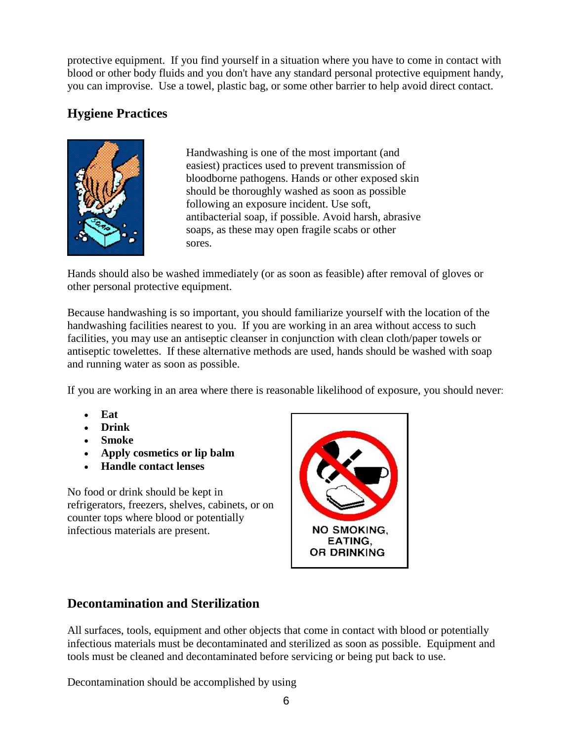protective equipment. If you find yourself in a situation where you have to come in contact with blood or other body fluids and you don't have any standard personal protective equipment handy, you can improvise. Use a towel, plastic bag, or some other barrier to help avoid direct contact.

## Hygiene Practices

Handwashing is one of the most important (and easiest) practices used to prevent transmission of bloodborne pathogens. Hands or other exposed skin should be thoroughly washed as soon as possible following an exposure incident. Use soft, antibacterial soap, if possible. Avoid harsh, abrasive soaps, as these may open fragile scabs or other sores.

Hands should also be washed immediately (or as soon as feasible) after removal of gloves or other personal protective equipment.

Because handwashing is so important, you should familiarize yourself with the location of the handwashing facilities nearest to you. If you are working in an area without access to such facilities, you may use an antiseptic cleanser in conjunction with clean cloth/paper towels or antiseptic towelettes. If these alternative methods are used, hands should be washed with soap and running water as soon as possible.

If you are working in an area where there is reasonable likelihood of exposure, you should never:

- **Eat**
- **Drink**
- **Smoke**
- **Apply cosmetics or lip balm**
- **Handle contact lenses**

No food or drink should be kept in refrigerators, freezers, shelves, cabinets, or on counter tops where blood or potentially infectious materials are present.

NO SMOKING, EATING, OR DRINKING

## Decontamination and Sterilization

All surfaces, tools, equipment and other objects that come in contact with blood or potentially infectious materials must be decontaminated and sterilized as soon as possible. Equipment and tools must be cleaned and decontaminated before servicing or being put back to use.

Decontamination should be accomplished by using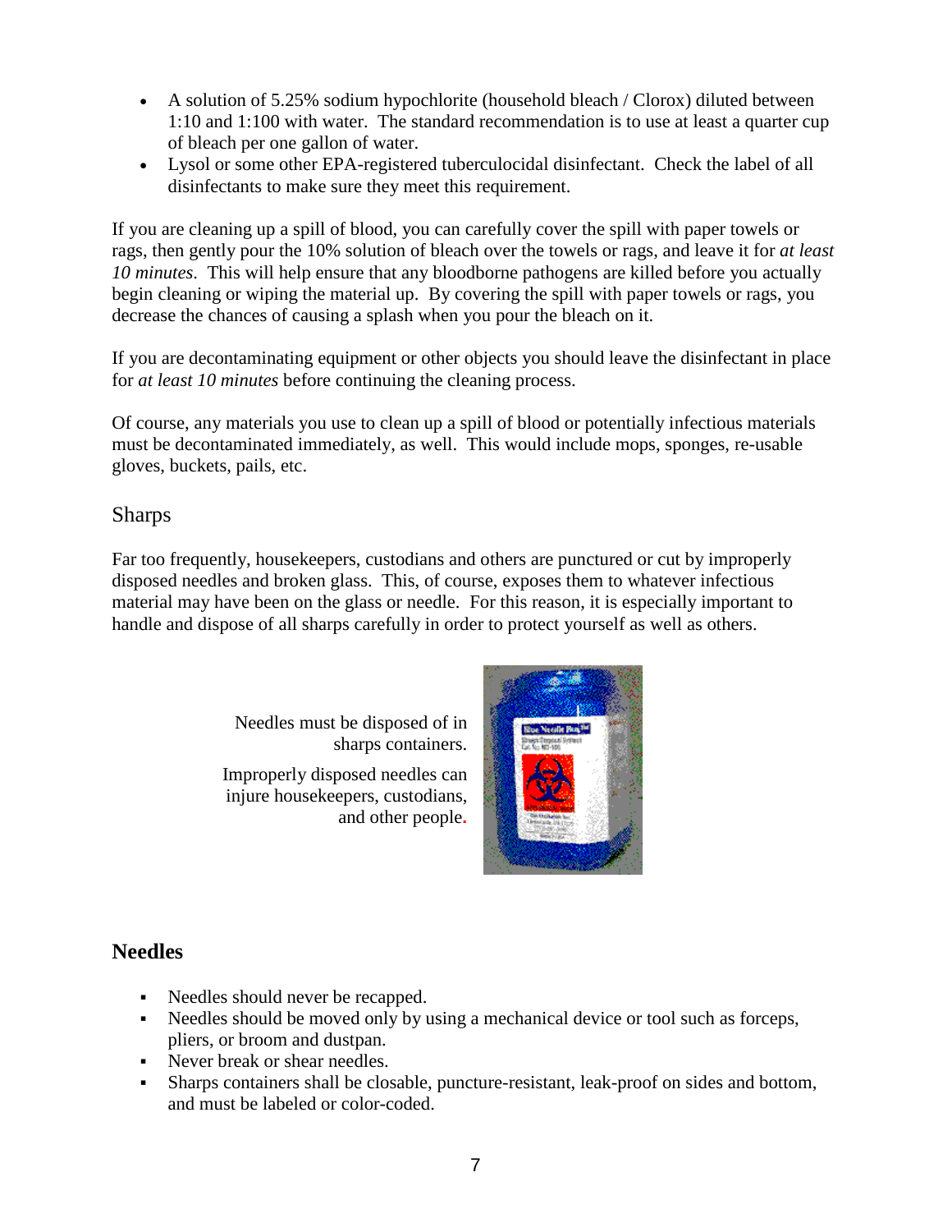- A solution of 5.25% sodium hypochlorite (household bleach / Clorox) diluted between 1:10 and 1:100 with water. The standard recommendation is to use at least a quarter cup of bleach per one gallon of water.
- Lysol or some other EPA-registered tuberculocidal disinfectant. Check the label of all disinfectants to make sure they meet this requirement.

If you are cleaning up a spill of blood, you can carefully cover the spill with paper towels or rags, then gently pour the 10% solution of bleach over the towels or rags, and leave it for *at least 10 minutes*. This will help ensure that any bloodborne pathogens are killed before you actually begin cleaning or wiping the material up. By covering the spill with paper towels or rags, you decrease the chances of causing a splash when you pour the bleach on it.

If you are decontaminating equipment or other objects you should leave the disinfectant in place for *at least 10 minutes* before continuing the cleaning process.

Of course, any materials you use to clean up a spill of blood or potentially infectious materials must be decontaminated immediately, as well. This would include mops, sponges, re-usable gloves, buckets, pails, etc.

## Sharps

Far too frequently, housekeepers, custodians and others are punctured or cut by improperly disposed needles and broken glass. This, of course, exposes them to whatever infectious material may have been on the glass or needle. For this reason, it is especially important to handle and dispose of all sharps carefully in order to protect yourself as well as others.

Needles must be disposed of in sharps containers.

Improperly disposed needles can injure housekeepers, custodians, and other people.

## Needles

- Needles should never be recapped.
- Needles should be moved only by using a mechanical device or tool such as forceps, pliers, or broom and dustpan.
- Never break or shear needles.
- Sharps containers shall be closable, puncture-resistant, leak-proof on sides and bottom, and must be labeled or color-coded.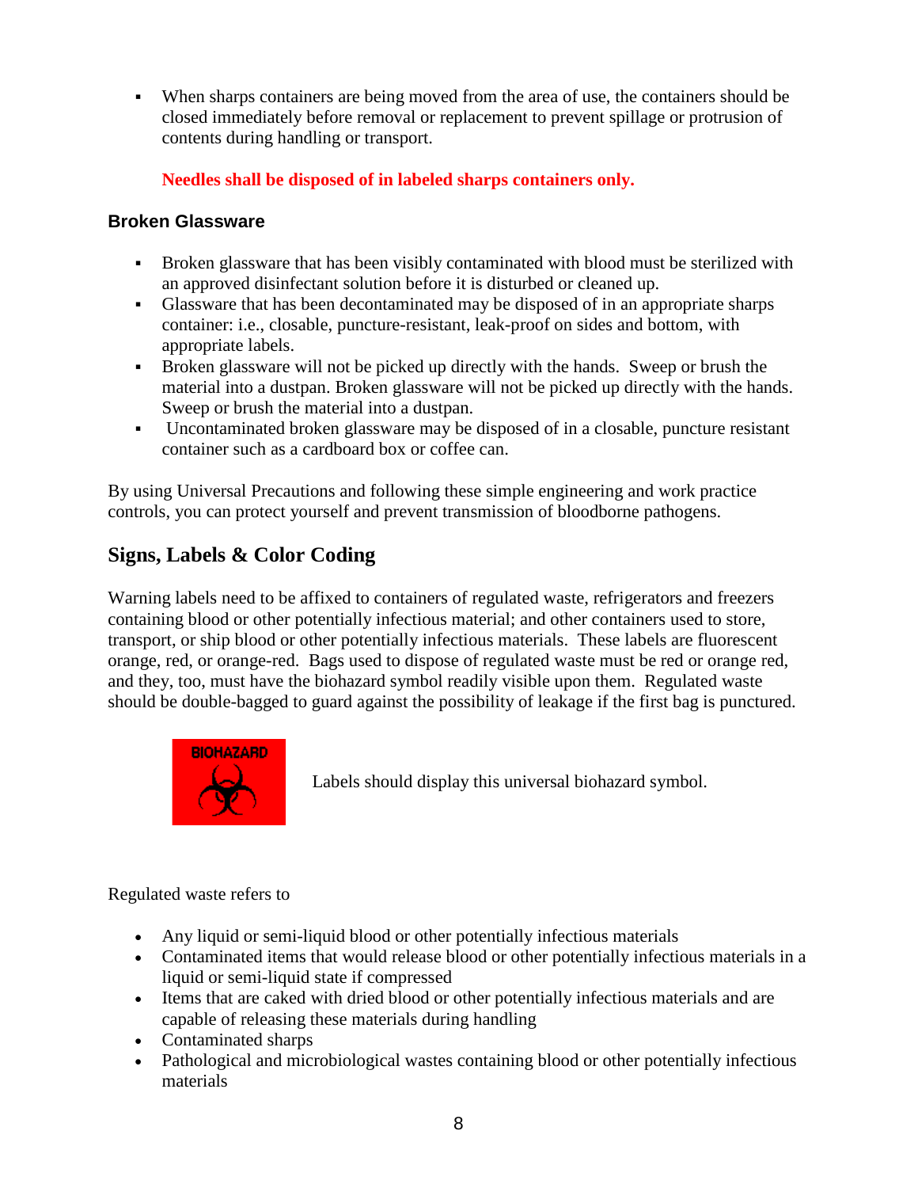- When sharps containers are being moved from the area of use, the containers should be closed immediately before removal or replacement to prevent spillage or protrusion of contents during handling or transport.

  **Needles shall be disposed of in labeled sharps containers only.**

### Broken Glassware

- Broken glassware that has been visibly contaminated with blood must be sterilized with an approved disinfectant solution before it is disturbed or cleaned up.
- Glassware that has been decontaminated may be disposed of in an appropriate sharps container: i.e., closable, puncture-resistant, leak-proof on sides and bottom, with appropriate labels.
- Broken glassware will not be picked up directly with the hands. Sweep or brush the material into a dustpan. Broken glassware will not be picked up directly with the hands. Sweep or brush the material into a dustpan.
- Uncontaminated broken glassware may be disposed of in a closable, puncture resistant container such as a cardboard box or coffee can.

By using Universal Precautions and following these simple engineering and work practice controls, you can protect yourself and prevent transmission of bloodborne pathogens.

## Signs, Labels & Color Coding

Warning labels need to be affixed to containers of regulated waste, refrigerators and freezers containing blood or other potentially infectious material; and other containers used to store, transport, or ship blood or other potentially infectious materials. These labels are fluorescent orange, red, or orange-red. Bags used to dispose of regulated waste must be red or orange red, and they, too, must have the biohazard symbol readily visible upon them. Regulated waste should be double-bagged to guard against the possibility of leakage if the first bag is punctured.

BIOHAZARD

Labels should display this universal biohazard symbol.

Regulated waste refers to

- Any liquid or semi-liquid blood or other potentially infectious materials
- Contaminated items that would release blood or other potentially infectious materials in a liquid or semi-liquid state if compressed
- Items that are caked with dried blood or other potentially infectious materials and are capable of releasing these materials during handling
- Contaminated sharps
- Pathological and microbiological wastes containing blood or other potentially infectious materials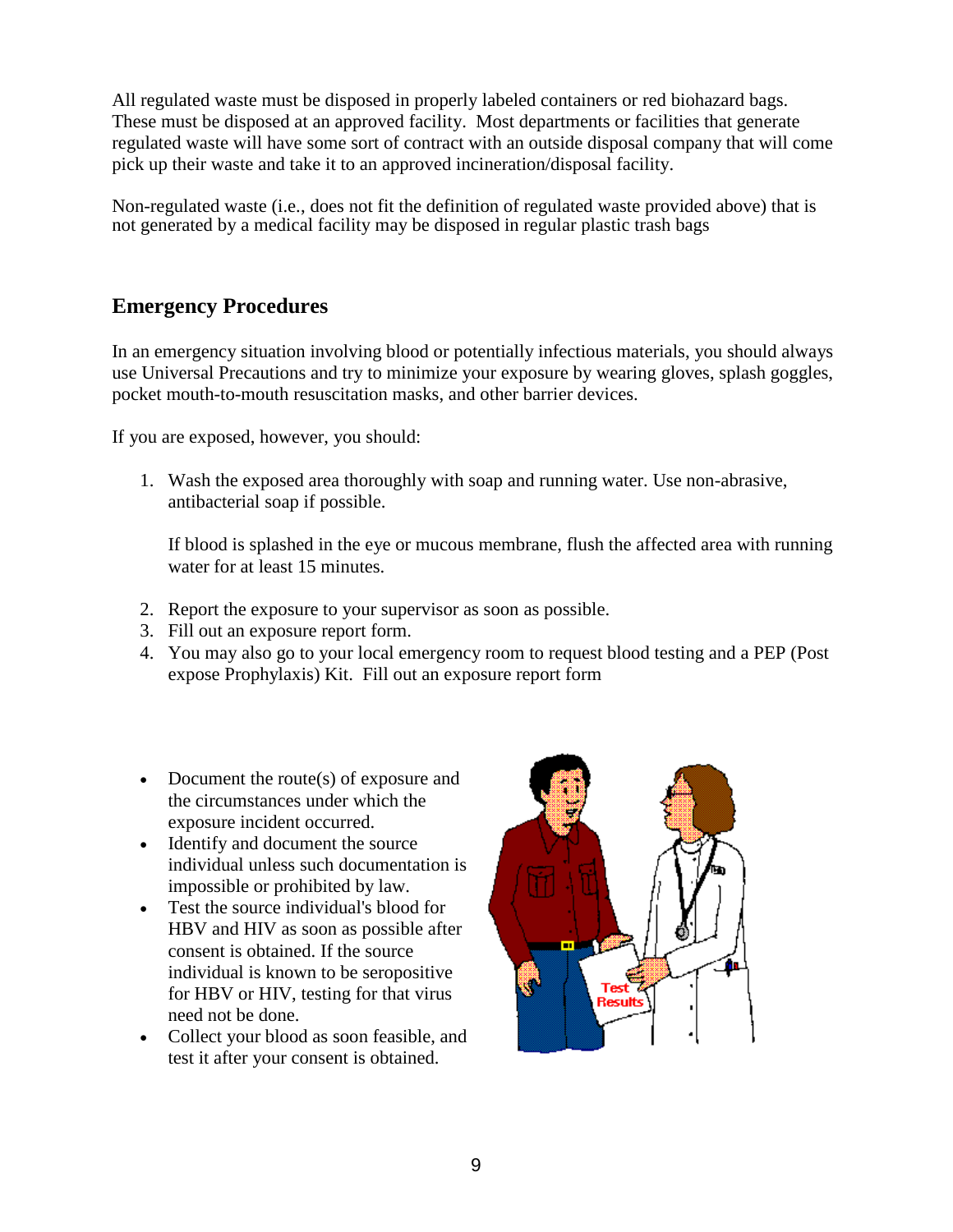All regulated waste must be disposed in properly labeled containers or red biohazard bags. These must be disposed at an approved facility. Most departments or facilities that generate regulated waste will have some sort of contract with an outside disposal company that will come pick up their waste and take it to an approved incineration/disposal facility.

Non-regulated waste (i.e., does not fit the definition of regulated waste provided above) that is not generated by a medical facility may be disposed in regular plastic trash bags

## Emergency Procedures

In an emergency situation involving blood or potentially infectious materials, you should always use Universal Precautions and try to minimize your exposure by wearing gloves, splash goggles, pocket mouth-to-mouth resuscitation masks, and other barrier devices.

If you are exposed, however, you should:

1. Wash the exposed area thoroughly with soap and running water. Use non-abrasive, antibacterial soap if possible.

   If blood is splashed in the eye or mucous membrane, flush the affected area with running water for at least 15 minutes.

2. Report the exposure to your supervisor as soon as possible.
3. Fill out an exposure report form.
4. You may also go to your local emergency room to request blood testing and a PEP (Post expose Prophylaxis) Kit. Fill out an exposure report form

- Document the route(s) of exposure and the circumstances under which the exposure incident occurred.
- Identify and document the source individual unless such documentation is impossible or prohibited by law.
- Test the source individual's blood for HBV and HIV as soon as possible after consent is obtained. If the source individual is known to be seropositive for HBV or HIV, testing for that virus need not be done.
- Collect your blood as soon feasible, and test it after your consent is obtained.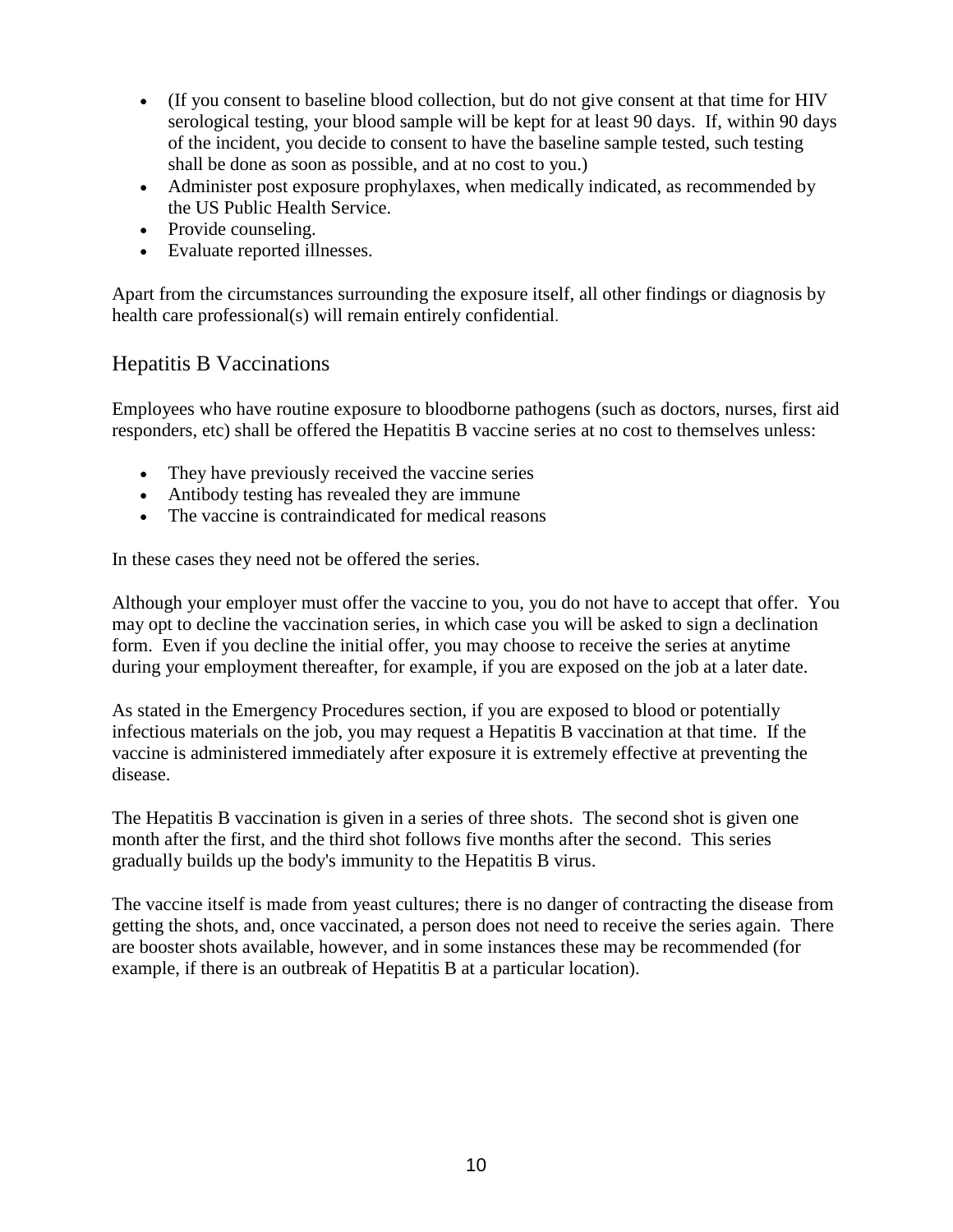- (If you consent to baseline blood collection, but do not give consent at that time for HIV serological testing, your blood sample will be kept for at least 90 days. If, within 90 days of the incident, you decide to consent to have the baseline sample tested, such testing shall be done as soon as possible, and at no cost to you.)
- Administer post exposure prophylaxes, when medically indicated, as recommended by the US Public Health Service.
- Provide counseling.
- Evaluate reported illnesses.

Apart from the circumstances surrounding the exposure itself, all other findings or diagnosis by health care professional(s) will remain entirely confidential.

## Hepatitis B Vaccinations

Employees who have routine exposure to bloodborne pathogens (such as doctors, nurses, first aid responders, etc) shall be offered the Hepatitis B vaccine series at no cost to themselves unless:

- They have previously received the vaccine series
- Antibody testing has revealed they are immune
- The vaccine is contraindicated for medical reasons

In these cases they need not be offered the series.

Although your employer must offer the vaccine to you, you do not have to accept that offer. You may opt to decline the vaccination series, in which case you will be asked to sign a declination form. Even if you decline the initial offer, you may choose to receive the series at anytime during your employment thereafter, for example, if you are exposed on the job at a later date.

As stated in the Emergency Procedures section, if you are exposed to blood or potentially infectious materials on the job, you may request a Hepatitis B vaccination at that time. If the vaccine is administered immediately after exposure it is extremely effective at preventing the disease.

The Hepatitis B vaccination is given in a series of three shots. The second shot is given one month after the first, and the third shot follows five months after the second. This series gradually builds up the body's immunity to the Hepatitis B virus.

The vaccine itself is made from yeast cultures; there is no danger of contracting the disease from getting the shots, and, once vaccinated, a person does not need to receive the series again. There are booster shots available, however, and in some instances these may be recommended (for example, if there is an outbreak of Hepatitis B at a particular location).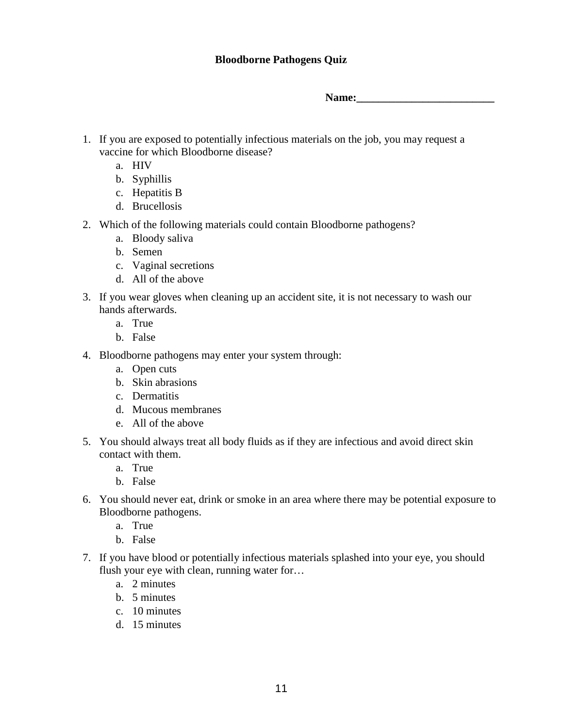**Bloodborne Pathogens Quiz**

**Name:________________________**

1. If you are exposed to potentially infectious materials on the job, you may request a vaccine for which Bloodborne disease?
    a. HIV
    b. Syphillis
    c. Hepatitis B
    d. Brucellosis

2. Which of the following materials could contain Bloodborne pathogens?
    a. Bloody saliva
    b. Semen
    c. Vaginal secretions
    d. All of the above

3. If you wear gloves when cleaning up an accident site, it is not necessary to wash our hands afterwards.
    a. True
    b. False

4. Bloodborne pathogens may enter your system through:
    a. Open cuts
    b. Skin abrasions
    c. Dermatitis
    d. Mucous membranes
    e. All of the above

5. You should always treat all body fluids as if they are infectious and avoid direct skin contact with them.
    a. True
    b. False

6. You should never eat, drink or smoke in an area where there may be potential exposure to Bloodborne pathogens.
    a. True
    b. False

7. If you have blood or potentially infectious materials splashed into your eye, you should flush your eye with clean, running water for…
    a. 2 minutes
    b. 5 minutes
    c. 10 minutes
    d. 15 minutes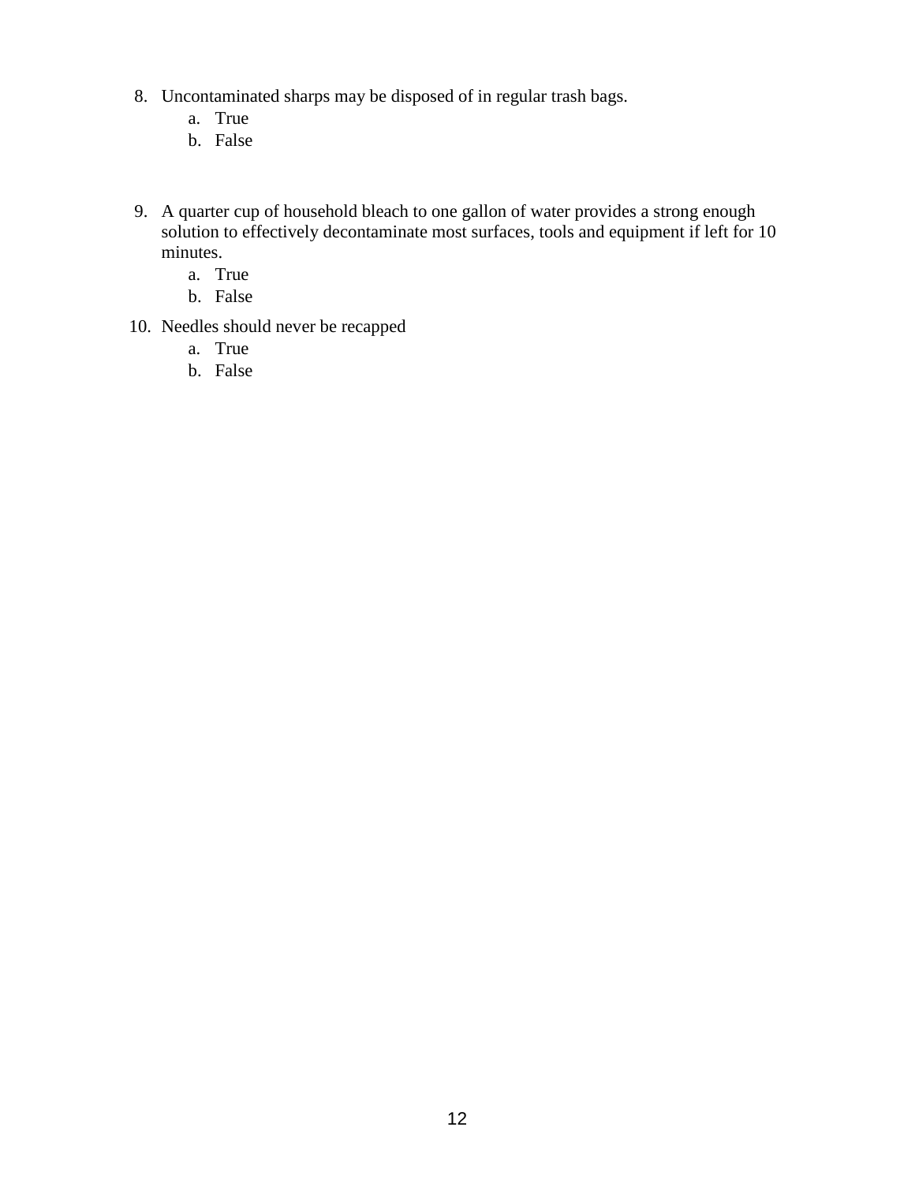8. Uncontaminated sharps may be disposed of in regular trash bags.
    a. True
    b. False

9. A quarter cup of household bleach to one gallon of water provides a strong enough solution to effectively decontaminate most surfaces, tools and equipment if left for 10 minutes.
    a. True
    b. False

10. Needles should never be recapped
    a. True
    b. False